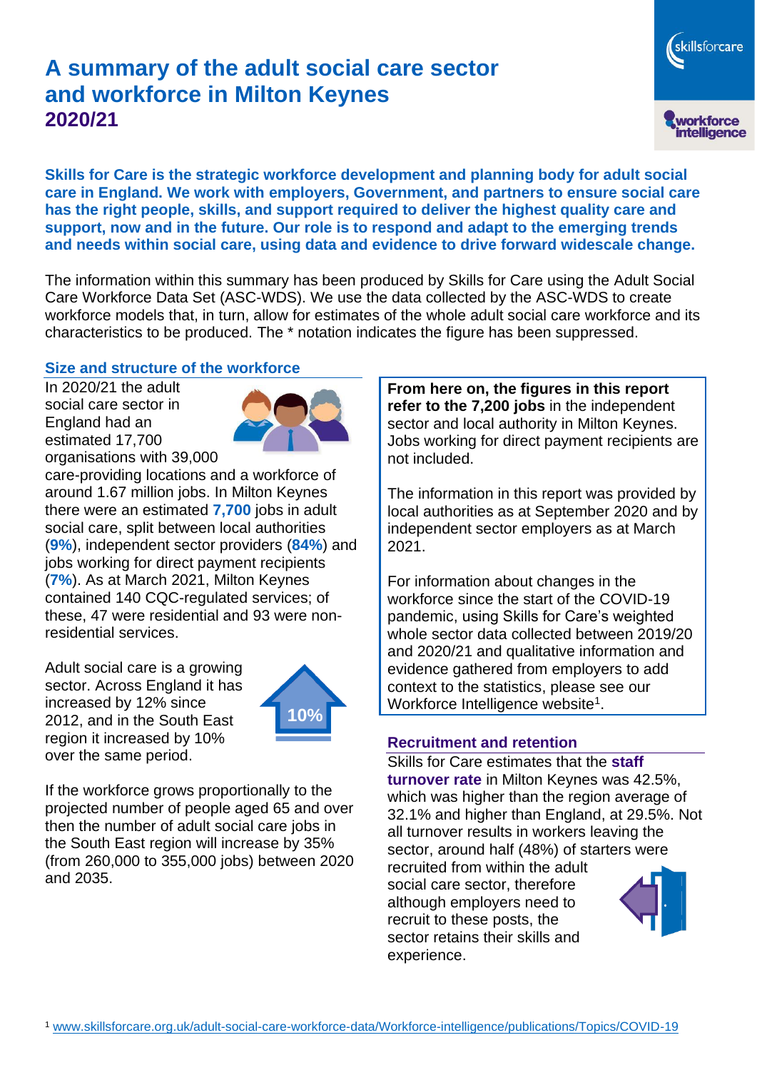# A summary of the adult social care sector and workforce in Milton Keynes
## 2020/21

**Skills for Care is the strategic workforce development and planning body for adult social care in England. We work with employers, Government, and partners to ensure social care has the right people, skills, and support required to deliver the highest quality care and support, now and in the future. Our role is to respond and adapt to the emerging trends and needs within social care, using data and evidence to drive forward widescale change.**

The information within this summary has been produced by Skills for Care using the Adult Social Care Workforce Data Set (ASC-WDS). We use the data collected by the ASC-WDS to create workforce models that, in turn, allow for estimates of the whole adult social care workforce and its characteristics to be produced. The * notation indicates the figure has been suppressed.

### Size and structure of the workforce

In 2020/21 the adult social care sector in England had an estimated 17,700 organisations with 39,000 care-providing locations and a workforce of around 1.67 million jobs. In Milton Keynes there were an estimated **7,700** jobs in adult social care, split between local authorities (**9%**), independent sector providers (**84%**) and jobs working for direct payment recipients (**7%**). As at March 2021, Milton Keynes contained 140 CQC-regulated services; of these, 47 were residential and 93 were non-residential services.

Adult social care is a growing sector. Across England it has increased by 12% since 2012, and in the South East region it increased by 10% over the same period.

10%

If the workforce grows proportionally to the projected number of people aged 65 and over then the number of adult social care jobs in the South East region will increase by 35% (from 260,000 to 355,000 jobs) between 2020 and 2035.

**From here on, the figures in this report refer to the 7,200 jobs** in the independent sector and local authority in Milton Keynes. Jobs working for direct payment recipients are not included.

The information in this report was provided by local authorities as at September 2020 and by independent sector employers as at March 2021.

For information about changes in the workforce since the start of the COVID-19 pandemic, using Skills for Care's weighted whole sector data collected between 2019/20 and 2020/21 and qualitative information and evidence gathered from employers to add context to the statistics, please see our Workforce Intelligence website[1].

### Recruitment and retention

Skills for Care estimates that the **staff turnover rate** in Milton Keynes was 42.5%, which was higher than the region average of 32.1% and higher than England, at 29.5%. Not all turnover results in workers leaving the sector, around half (48%) of starters were recruited from within the adult social care sector, therefore although employers need to recruit to these posts, the sector retains their skills and experience.

[1] www.skillsforcare.org.uk/adult-social-care-workforce-data/Workforce-intelligence/publications/Topics/COVID-19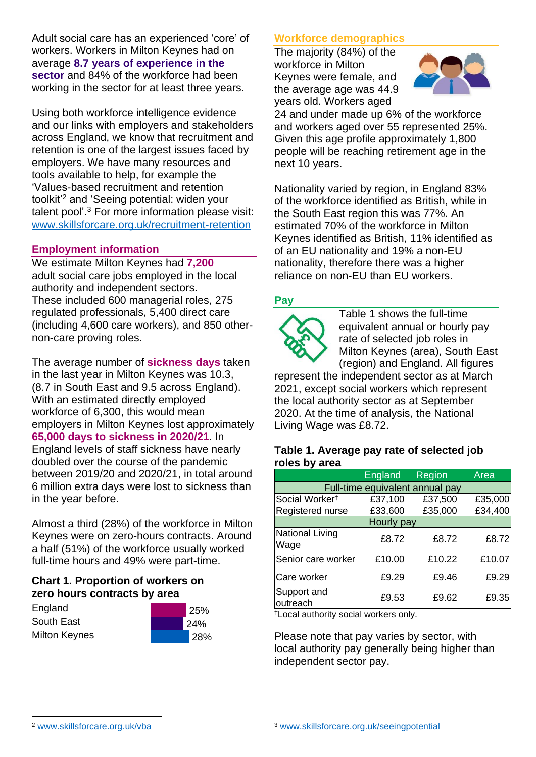Adult social care has an experienced 'core' of workers. Workers in Milton Keynes had on average **8.7 years of experience in the sector** and 84% of the workforce had been working in the sector for at least three years.

Using both workforce intelligence evidence and our links with employers and stakeholders across England, we know that recruitment and retention is one of the largest issues faced by employers. We have many resources and tools available to help, for example the 'Values-based recruitment and retention toolkit'[2] and 'Seeing potential: widen your talent pool'.[3] For more information please visit: www.skillsforcare.org.uk/recruitment-retention

## Employment information

We estimate Milton Keynes had **7,200** adult social care jobs employed in the local authority and independent sectors. These included 600 managerial roles, 275 regulated professionals, 5,400 direct care (including 4,600 care workers), and 850 other-non-care proving roles.

The average number of **sickness days** taken in the last year in Milton Keynes was 10.3, (8.7 in South East and 9.5 across England). With an estimated directly employed workforce of 6,300, this would mean employers in Milton Keynes lost approximately **65,000 days to sickness in 2020/21**. In England levels of staff sickness have nearly doubled over the course of the pandemic between 2019/20 and 2020/21, in total around 6 million extra days were lost to sickness than in the year before.

Almost a third (28%) of the workforce in Milton Keynes were on zero-hours contracts. Around a half (51%) of the workforce usually worked full-time hours and 49% were part-time.

### Chart 1. Proportion of workers on zero hours contracts by area

| Area | Proportion |
|---|---|
| England | 25% |
| South East | 24% |
| Milton Keynes | 28% |

## Workforce demographics

The majority (84%) of the workforce in Milton Keynes were female, and the average age was 44.9 years old. Workers aged 24 and under made up 6% of the workforce and workers aged over 55 represented 25%. Given this age profile approximately 1,800 people will be reaching retirement age in the next 10 years.

Nationality varied by region, in England 83% of the workforce identified as British, while in the South East region this was 77%. An estimated 70% of the workforce in Milton Keynes identified as British, 11% identified as of an EU nationality and 19% a non-EU nationality, therefore there was a higher reliance on non-EU than EU workers.

## Pay

Table 1 shows the full-time equivalent annual or hourly pay rate of selected job roles in Milton Keynes (area), South East (region) and England. All figures represent the independent sector as at March 2021, except social workers which represent the local authority sector as at September 2020. At the time of analysis, the National Living Wage was £8.72.

### Table 1. Average pay rate of selected job roles by area

| | England | Region | Area |
|---|---|---|---|
| **Full-time equivalent annual pay** | | | |
| Social Worker† | £37,100 | £37,500 | £35,000 |
| Registered nurse | £33,600 | £35,000 | £34,400 |
| **Hourly pay** | | | |
| National Living Wage | £8.72 | £8.72 | £8.72 |
| Senior care worker | £10.00 | £10.22 | £10.07 |
| Care worker | £9.29 | £9.46 | £9.29 |
| Support and outreach | £9.53 | £9.62 | £9.35 |

†Local authority social workers only.

Please note that pay varies by sector, with local authority pay generally being higher than independent sector pay.

[2] www.skillsforcare.org.uk/vba

[3] www.skillsforcare.org.uk/seeingpotential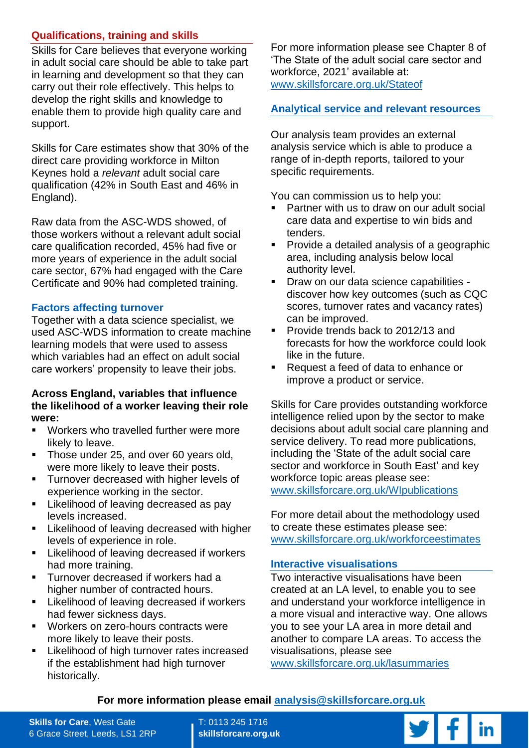## Qualifications, training and skills

Skills for Care believes that everyone working in adult social care should be able to take part in learning and development so that they can carry out their role effectively. This helps to develop the right skills and knowledge to enable them to provide high quality care and support.

Skills for Care estimates show that 30% of the direct care providing workforce in Milton Keynes hold a *relevant* adult social care qualification (42% in South East and 46% in England).

Raw data from the ASC-WDS showed, of those workers without a relevant adult social care qualification recorded, 45% had five or more years of experience in the adult social care sector, 67% had engaged with the Care Certificate and 90% had completed training.

## Factors affecting turnover

Together with a data science specialist, we used ASC-WDS information to create machine learning models that were used to assess which variables had an effect on adult social care workers' propensity to leave their jobs.

**Across England, variables that influence the likelihood of a worker leaving their role were:**

- Workers who travelled further were more likely to leave.
- Those under 25, and over 60 years old, were more likely to leave their posts.
- Turnover decreased with higher levels of experience working in the sector.
- Likelihood of leaving decreased as pay levels increased.
- Likelihood of leaving decreased with higher levels of experience in role.
- Likelihood of leaving decreased if workers had more training.
- Turnover decreased if workers had a higher number of contracted hours.
- Likelihood of leaving decreased if workers had fewer sickness days.
- Workers on zero-hours contracts were more likely to leave their posts.
- Likelihood of high turnover rates increased if the establishment had high turnover historically.

For more information please see Chapter 8 of 'The State of the adult social care sector and workforce, 2021' available at: www.skillsforcare.org.uk/Stateof

## Analytical service and relevant resources

Our analysis team provides an external analysis service which is able to produce a range of in-depth reports, tailored to your specific requirements.

You can commission us to help you:

- Partner with us to draw on our adult social care data and expertise to win bids and tenders.
- Provide a detailed analysis of a geographic area, including analysis below local authority level.
- Draw on our data science capabilities - discover how key outcomes (such as CQC scores, turnover rates and vacancy rates) can be improved.
- Provide trends back to 2012/13 and forecasts for how the workforce could look like in the future.
- Request a feed of data to enhance or improve a product or service.

Skills for Care provides outstanding workforce intelligence relied upon by the sector to make decisions about adult social care planning and service delivery. To read more publications, including the 'State of the adult social care sector and workforce in South East' and key workforce topic areas please see: www.skillsforcare.org.uk/WIpublications

For more detail about the methodology used to create these estimates please see: www.skillsforcare.org.uk/workforceestimates

## Interactive visualisations

Two interactive visualisations have been created at an LA level, to enable you to see and understand your workforce intelligence in a more visual and interactive way. One allows you to see your LA area in more detail and another to compare LA areas. To access the visualisations, please see www.skillsforcare.org.uk/lasummaries

**For more information please email analysis@skillsforcare.org.uk**

**Skills for Care**, West Gate
6 Grace Street, Leeds, LS1 2RP

T: 0113 245 1716
**skillsforcare.org.uk**